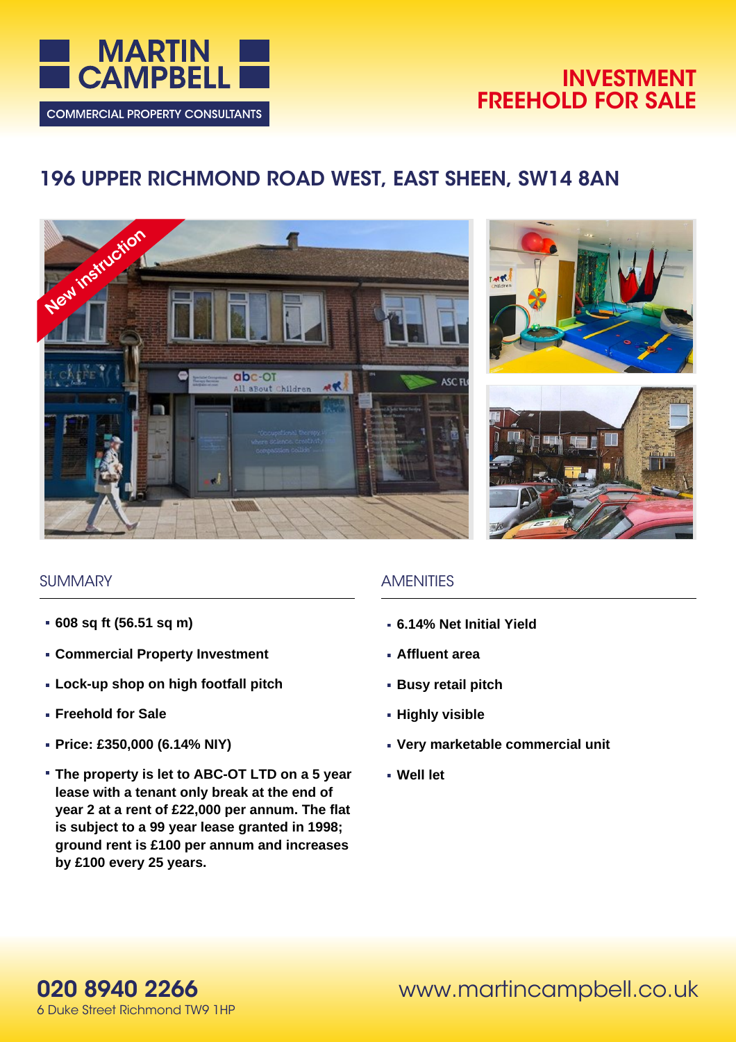# MARTIN CAMPBELL

COMMERCIAL PROPERTY CONSULTANTS

## INVESTMENT FREEHOLD FOR SALE

## 196 UPPER RICHMOND ROAD WEST, EAST SHEEN, SW14 8AN

New instruction

### SUMMARY

- **608 sq ft (56.51 sq m)**
- **Commercial Property Investment**
- **Lock-up shop on high footfall pitch**
- **Freehold for Sale**
- **Price: £350,000 (6.14% NIY)**
- **The property is let to ABC-OT LTD on a 5 year lease with a tenant only break at the end of year 2 at a rent of £22,000 per annum. The flat is subject to a 99 year lease granted in 1998; ground rent is £100 per annum and increases by £100 every 25 years.**

### AMENITIES

- **6.14% Net Initial Yield**
- **Affluent area**
- **Busy retail pitch**
- **Highly visible**
- **Very marketable commercial unit**
- **Well let**

**020 8940 2266**
6 Duke Street Richmond TW9 1HP

www.martincampbell.co.uk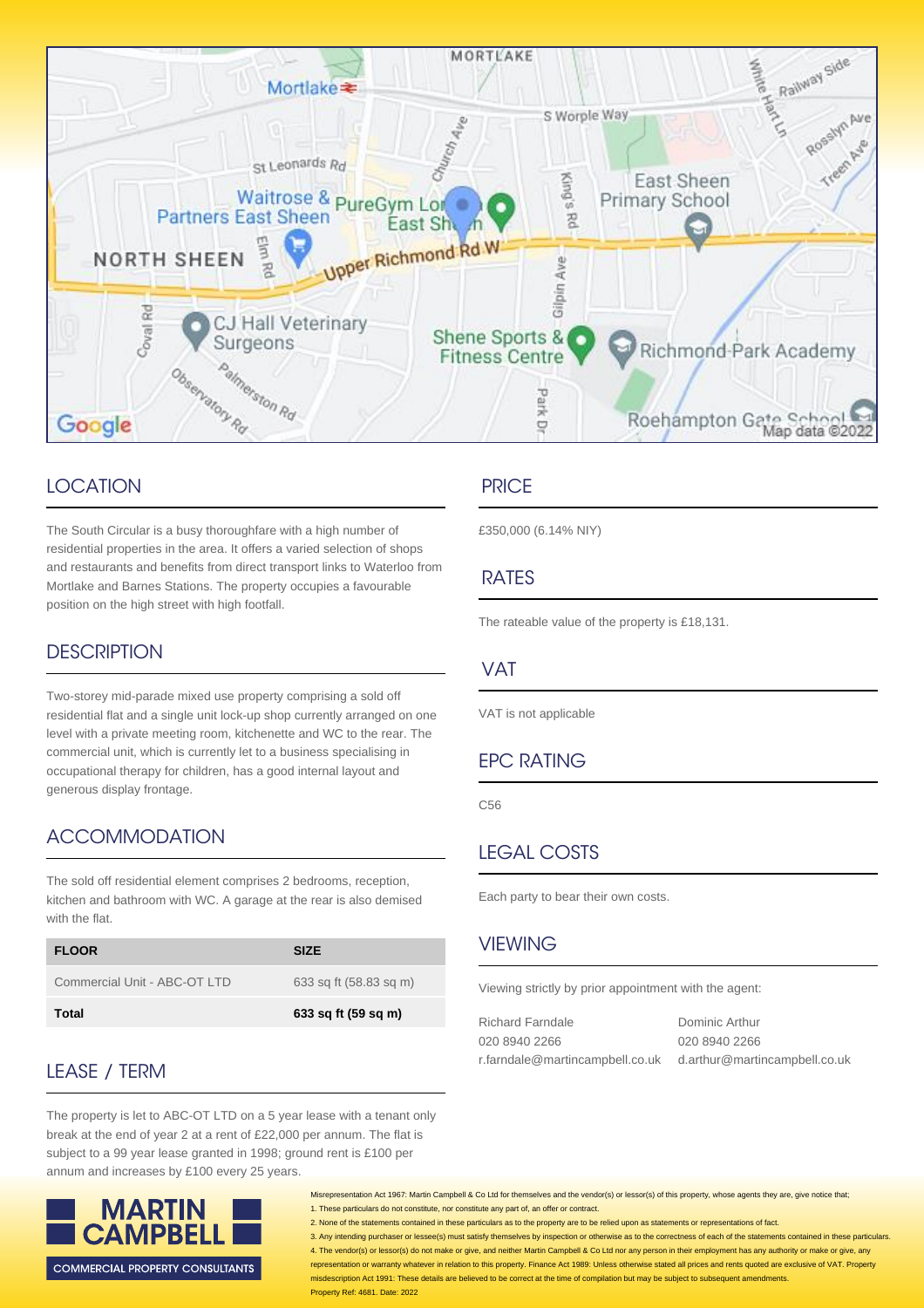## LOCATION

The South Circular is a busy thoroughfare with a high number of residential properties in the area. It offers a varied selection of shops and restaurants and benefits from direct transport links to Waterloo from Mortlake and Barnes Stations. The property occupies a favourable position on the high street with high footfall.

## DESCRIPTION

Two-storey mid-parade mixed use property comprising a sold off residential flat and a single unit lock-up shop currently arranged on one level with a private meeting room, kitchenette and WC to the rear. The commercial unit, which is currently let to a business specialising in occupational therapy for children, has a good internal layout and generous display frontage.

## ACCOMMODATION

The sold off residential element comprises 2 bedrooms, reception, kitchen and bathroom with WC. A garage at the rear is also demised with the flat.

| FLOOR | SIZE |
|---|---|
| Commercial Unit - ABC-OT LTD | 633 sq ft (58.83 sq m) |
| **Total** | **633 sq ft (59 sq m)** |

## LEASE / TERM

The property is let to ABC-OT LTD on a 5 year lease with a tenant only break at the end of year 2 at a rent of £22,000 per annum. The flat is subject to a 99 year lease granted in 1998; ground rent is £100 per annum and increases by £100 every 25 years.

## PRICE

£350,000 (6.14% NIY)

## RATES

The rateable value of the property is £18,131.

## VAT

VAT is not applicable

## EPC RATING

C56

## LEGAL COSTS

Each party to bear their own costs.

## VIEWING

Viewing strictly by prior appointment with the agent:

Richard Farndale
020 8940 2266
r.farndale@martincampbell.co.uk

Dominic Arthur
020 8940 2266
d.arthur@martincampbell.co.uk

MARTIN CAMPBELL
COMMERCIAL PROPERTY CONSULTANTS

Misrepresentation Act 1967: Martin Campbell & Co Ltd for themselves and the vendor(s) or lessor(s) of this property, whose agents they are, give notice that;
1. These particulars do not constitute, nor constitute any part of, an offer or contract.
2. None of the statements contained in these particulars as to the property are to be relied upon as statements or representations of fact.
3. Any intending purchaser or lessee(s) must satisfy themselves by inspection or otherwise as to the correctness of each of the statements contained in these particulars.
4. The vendor(s) or lessor(s) do not make or give, and neither Martin Campbell & Co Ltd nor any person in their employment has any authority or make or give, any representation or warranty whatever in relation to this property. Finance Act 1989: Unless otherwise stated all prices and rents quoted are exclusive of VAT. Property misdescription Act 1991: These details are believed to be correct at the time of compilation but may be subject to subsequent amendments.
Property Ref: 4681. Date: 2022